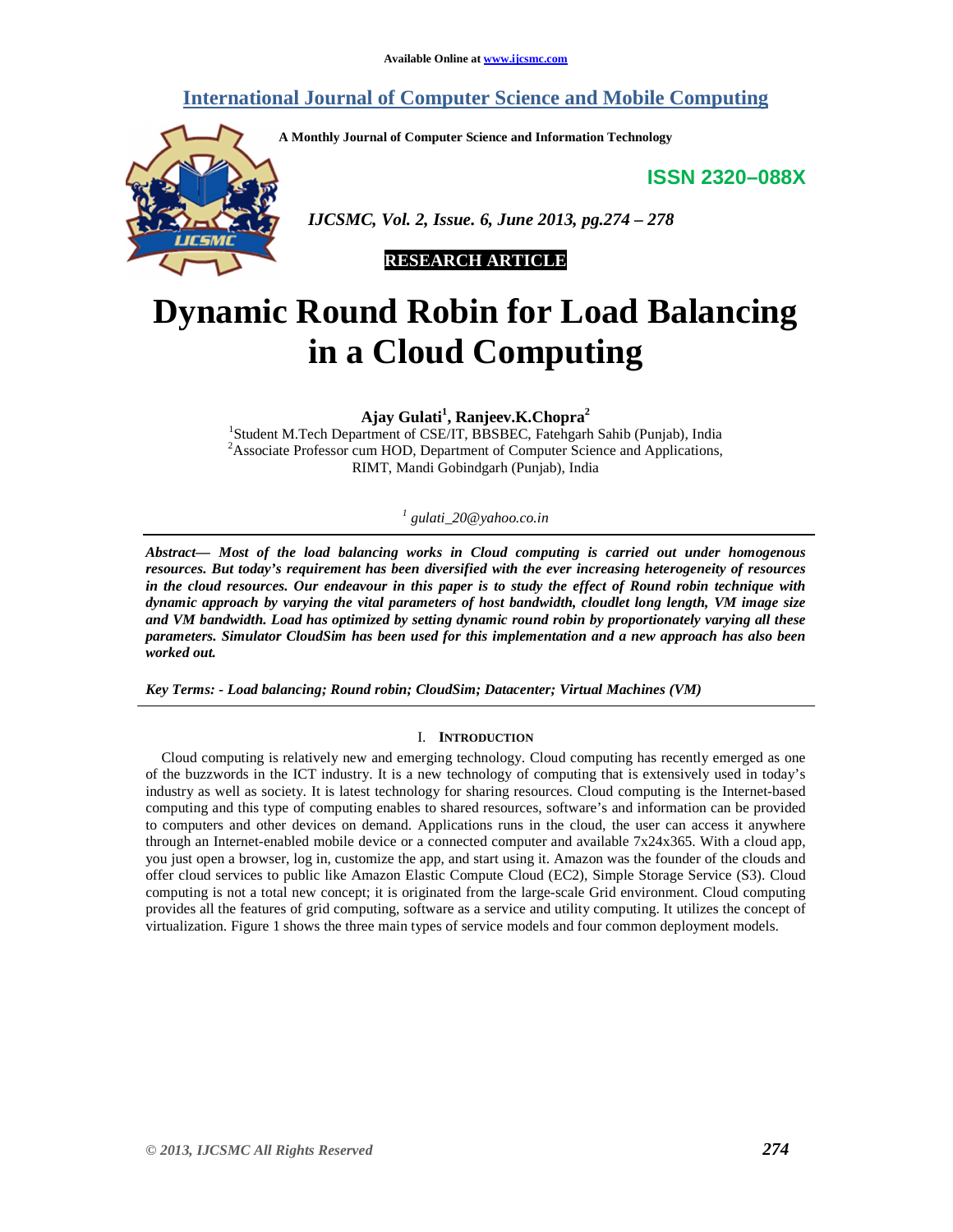Available Online at www.ijcsmc.com

# International Journal of Computer Science and Mobile Computing

**A Monthly Journal of Computer Science and Information Technology**

**ISSN 2320–088X**

*IJCSMC, Vol. 2, Issue. 6, June 2013, pg.274 – 278*

**RESEARCH ARTICLE**

# Dynamic Round Robin for Load Balancing in a Cloud Computing

**Ajay Gulati[1], Ranjeev.K.Chopra[2]**

[1]Student M.Tech Department of CSE/IT, BBSBEC, Fatehgarh Sahib (Punjab), India
[2]Associate Professor cum HOD, Department of Computer Science and Applications, RIMT, Mandi Gobindgarh (Punjab), India

[1] *gulati_20@yahoo.co.in*

***Abstract— Most of the load balancing works in Cloud computing is carried out under homogenous resources. But today's requirement has been diversified with the ever increasing heterogeneity of resources in the cloud resources. Our endeavour in this paper is to study the effect of Round robin technique with dynamic approach by varying the vital parameters of host bandwidth, cloudlet long length, VM image size and VM bandwidth. Load has optimized by setting dynamic round robin by proportionately varying all these parameters. Simulator CloudSim has been used for this implementation and a new approach has also been worked out.***

***Key Terms: - Load balancing; Round robin; CloudSim; Datacenter; Virtual Machines (VM)***

## I. Introduction

Cloud computing is relatively new and emerging technology. Cloud computing has recently emerged as one of the buzzwords in the ICT industry. It is a new technology of computing that is extensively used in today's industry as well as society. It is latest technology for sharing resources. Cloud computing is the Internet-based computing and this type of computing enables to shared resources, software's and information can be provided to computers and other devices on demand. Applications runs in the cloud, the user can access it anywhere through an Internet-enabled mobile device or a connected computer and available 7x24x365. With a cloud app, you just open a browser, log in, customize the app, and start using it. Amazon was the founder of the clouds and offer cloud services to public like Amazon Elastic Compute Cloud (EC2), Simple Storage Service (S3). Cloud computing is not a total new concept; it is originated from the large-scale Grid environment. Cloud computing provides all the features of grid computing, software as a service and utility computing. It utilizes the concept of virtualization. Figure 1 shows the three main types of service models and four common deployment models.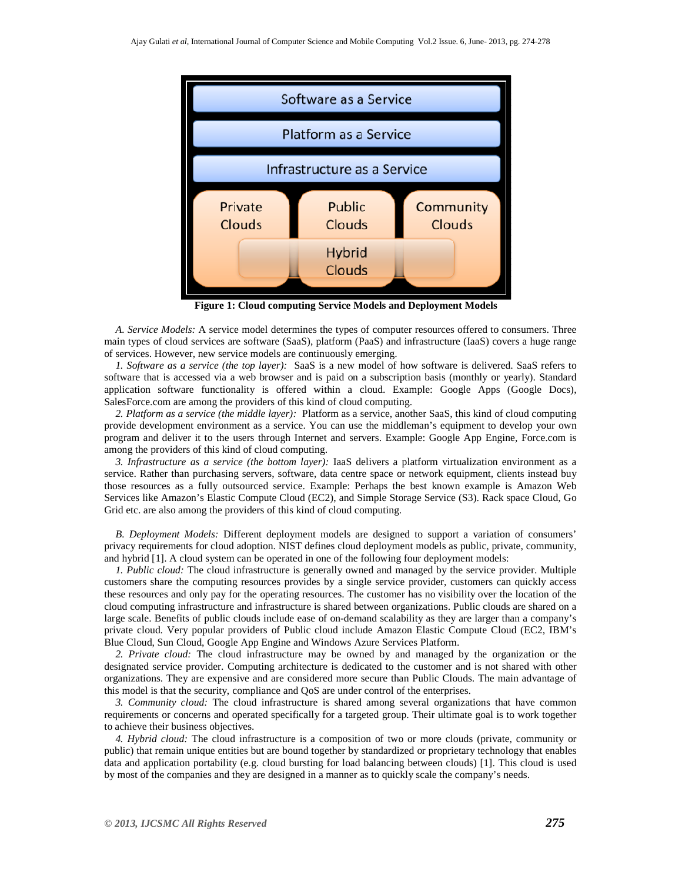**Figure 1: Cloud computing Service Models and Deployment Models**

*A. Service Models:* A service model determines the types of computer resources offered to consumers. Three main types of cloud services are software (SaaS), platform (PaaS) and infrastructure (IaaS) covers a huge range of services. However, new service models are continuously emerging.

*1. Software as a service (the top layer):* SaaS is a new model of how software is delivered. SaaS refers to software that is accessed via a web browser and is paid on a subscription basis (monthly or yearly). Standard application software functionality is offered within a cloud. Example: Google Apps (Google Docs), SalesForce.com are among the providers of this kind of cloud computing.

*2. Platform as a service (the middle layer):* Platform as a service, another SaaS, this kind of cloud computing provide development environment as a service. You can use the middleman's equipment to develop your own program and deliver it to the users through Internet and servers. Example: Google App Engine, Force.com is among the providers of this kind of cloud computing.

*3. Infrastructure as a service (the bottom layer):* IaaS delivers a platform virtualization environment as a service. Rather than purchasing servers, software, data centre space or network equipment, clients instead buy those resources as a fully outsourced service. Example: Perhaps the best known example is Amazon Web Services like Amazon's Elastic Compute Cloud (EC2), and Simple Storage Service (S3). Rack space Cloud, Go Grid etc. are also among the providers of this kind of cloud computing.

*B. Deployment Models:* Different deployment models are designed to support a variation of consumers' privacy requirements for cloud adoption. NIST defines cloud deployment models as public, private, community, and hybrid [1]. A cloud system can be operated in one of the following four deployment models:

*1. Public cloud:* The cloud infrastructure is generally owned and managed by the service provider. Multiple customers share the computing resources provides by a single service provider, customers can quickly access these resources and only pay for the operating resources. The customer has no visibility over the location of the cloud computing infrastructure and infrastructure is shared between organizations. Public clouds are shared on a large scale. Benefits of public clouds include ease of on-demand scalability as they are larger than a company's private cloud. Very popular providers of Public cloud include Amazon Elastic Compute Cloud (EC2, IBM's Blue Cloud, Sun Cloud, Google App Engine and Windows Azure Services Platform.

*2. Private cloud:* The cloud infrastructure may be owned by and managed by the organization or the designated service provider. Computing architecture is dedicated to the customer and is not shared with other organizations. They are expensive and are considered more secure than Public Clouds. The main advantage of this model is that the security, compliance and QoS are under control of the enterprises.

*3. Community cloud:* The cloud infrastructure is shared among several organizations that have common requirements or concerns and operated specifically for a targeted group. Their ultimate goal is to work together to achieve their business objectives.

*4. Hybrid cloud:* The cloud infrastructure is a composition of two or more clouds (private, community or public) that remain unique entities but are bound together by standardized or proprietary technology that enables data and application portability (e.g. cloud bursting for load balancing between clouds) [1]. This cloud is used by most of the companies and they are designed in a manner as to quickly scale the company's needs.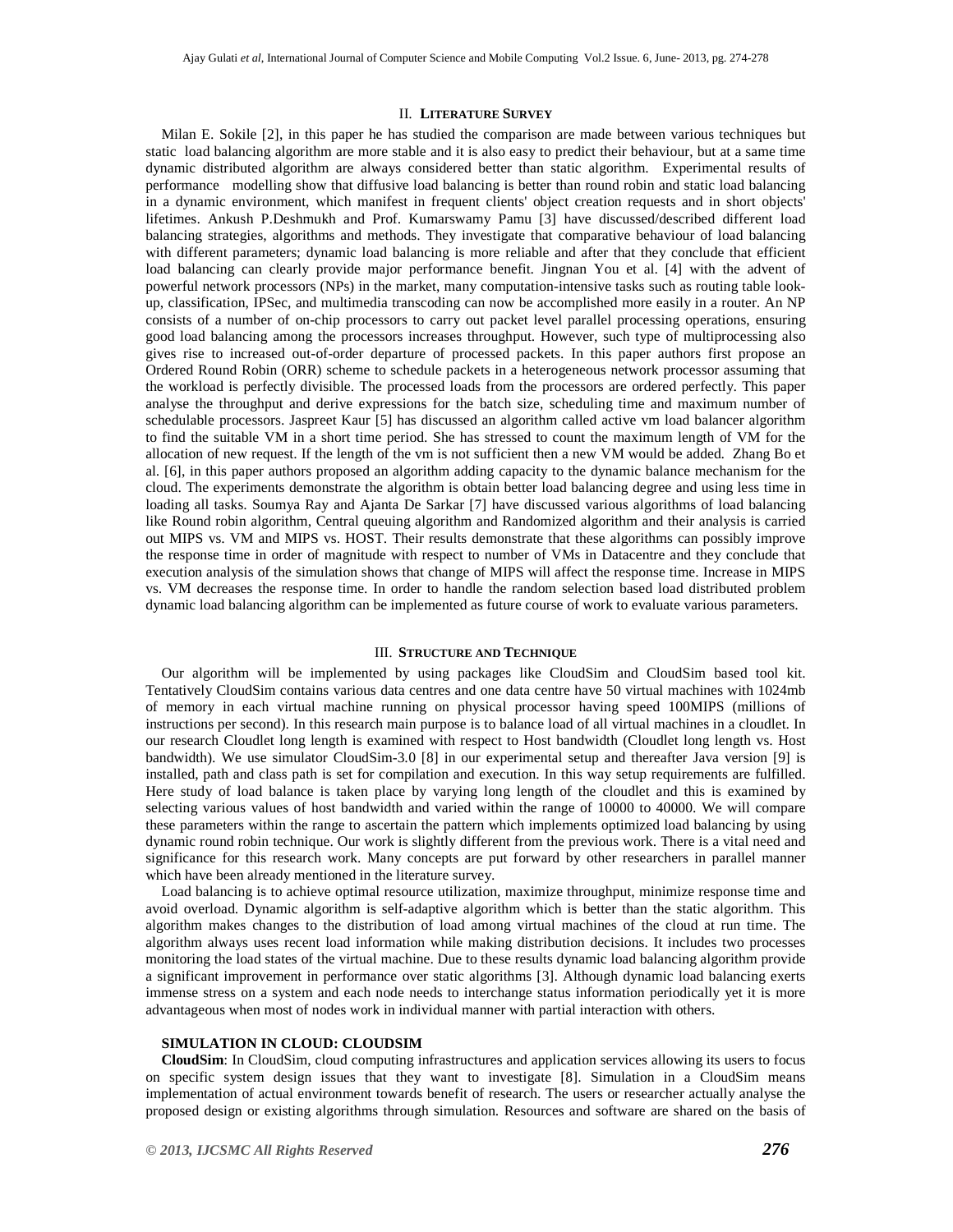## II. LITERATURE SURVEY

Milan E. Sokile [2], in this paper he has studied the comparison are made between various techniques but static load balancing algorithm are more stable and it is also easy to predict their behaviour, but at a same time dynamic distributed algorithm are always considered better than static algorithm. Experimental results of performance modelling show that diffusive load balancing is better than round robin and static load balancing in a dynamic environment, which manifest in frequent clients' object creation requests and in short objects' lifetimes. Ankush P.Deshmukh and Prof. Kumarswamy Pamu [3] have discussed/described different load balancing strategies, algorithms and methods. They investigate that comparative behaviour of load balancing with different parameters; dynamic load balancing is more reliable and after that they conclude that efficient load balancing can clearly provide major performance benefit. Jingnan You et al. [4] with the advent of powerful network processors (NPs) in the market, many computation-intensive tasks such as routing table look-up, classification, IPSec, and multimedia transcoding can now be accomplished more easily in a router. An NP consists of a number of on-chip processors to carry out packet level parallel processing operations, ensuring good load balancing among the processors increases throughput. However, such type of multiprocessing also gives rise to increased out-of-order departure of processed packets. In this paper authors first propose an Ordered Round Robin (ORR) scheme to schedule packets in a heterogeneous network processor assuming that the workload is perfectly divisible. The processed loads from the processors are ordered perfectly. This paper analyse the throughput and derive expressions for the batch size, scheduling time and maximum number of schedulable processors. Jaspreet Kaur [5] has discussed an algorithm called active vm load balancer algorithm to find the suitable VM in a short time period. She has stressed to count the maximum length of VM for the allocation of new request. If the length of the vm is not sufficient then a new VM would be added. Zhang Bo et al. [6], in this paper authors proposed an algorithm adding capacity to the dynamic balance mechanism for the cloud. The experiments demonstrate the algorithm is obtain better load balancing degree and using less time in loading all tasks. Soumya Ray and Ajanta De Sarkar [7] have discussed various algorithms of load balancing like Round robin algorithm, Central queuing algorithm and Randomized algorithm and their analysis is carried out MIPS vs. VM and MIPS vs. HOST. Their results demonstrate that these algorithms can possibly improve the response time in order of magnitude with respect to number of VMs in Datacentre and they conclude that execution analysis of the simulation shows that change of MIPS will affect the response time. Increase in MIPS vs. VM decreases the response time. In order to handle the random selection based load distributed problem dynamic load balancing algorithm can be implemented as future course of work to evaluate various parameters.

## III. STRUCTURE AND TECHNIQUE

Our algorithm will be implemented by using packages like CloudSim and CloudSim based tool kit. Tentatively CloudSim contains various data centres and one data centre have 50 virtual machines with 1024mb of memory in each virtual machine running on physical processor having speed 100MIPS (millions of instructions per second). In this research main purpose is to balance load of all virtual machines in a cloudlet. In our research Cloudlet long length is examined with respect to Host bandwidth (Cloudlet long length vs. Host bandwidth). We use simulator CloudSim-3.0 [8] in our experimental setup and thereafter Java version [9] is installed, path and class path is set for compilation and execution. In this way setup requirements are fulfilled. Here study of load balance is taken place by varying long length of the cloudlet and this is examined by selecting various values of host bandwidth and varied within the range of 10000 to 40000. We will compare these parameters within the range to ascertain the pattern which implements optimized load balancing by using dynamic round robin technique. Our work is slightly different from the previous work. There is a vital need and significance for this research work. Many concepts are put forward by other researchers in parallel manner which have been already mentioned in the literature survey.

Load balancing is to achieve optimal resource utilization, maximize throughput, minimize response time and avoid overload. Dynamic algorithm is self-adaptive algorithm which is better than the static algorithm. This algorithm makes changes to the distribution of load among virtual machines of the cloud at run time. The algorithm always uses recent load information while making distribution decisions. It includes two processes monitoring the load states of the virtual machine. Due to these results dynamic load balancing algorithm provide a significant improvement in performance over static algorithms [3]. Although dynamic load balancing exerts immense stress on a system and each node needs to interchange status information periodically yet it is more advantageous when most of nodes work in individual manner with partial interaction with others.

### SIMULATION IN CLOUD: CLOUDSIM

**CloudSim**: In CloudSim, cloud computing infrastructures and application services allowing its users to focus on specific system design issues that they want to investigate [8]. Simulation in a CloudSim means implementation of actual environment towards benefit of research. The users or researcher actually analyse the proposed design or existing algorithms through simulation. Resources and software are shared on the basis of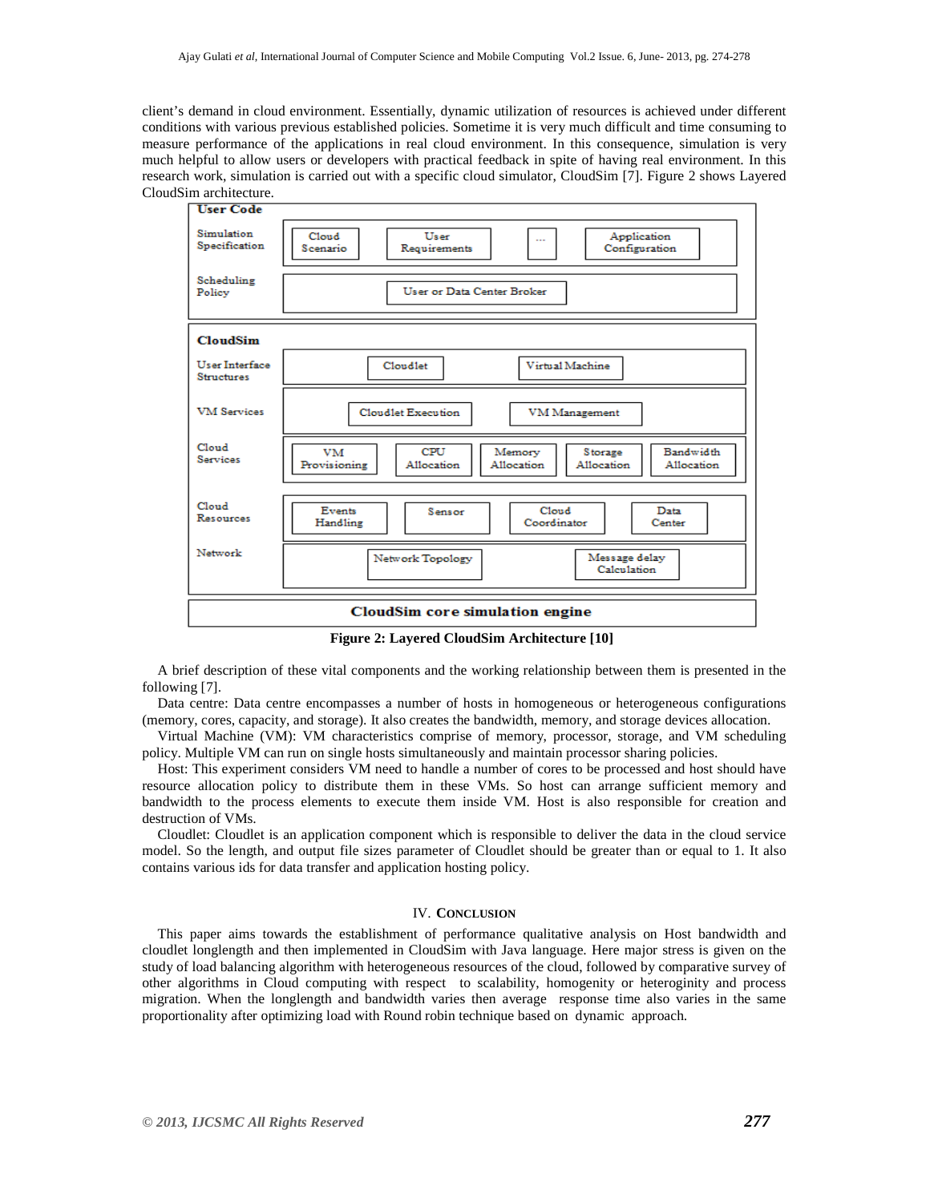client's demand in cloud environment. Essentially, dynamic utilization of resources is achieved under different conditions with various previous established policies. Sometime it is very much difficult and time consuming to measure performance of the applications in real cloud environment. In this consequence, simulation is very much helpful to allow users or developers with practical feedback in spite of having real environment. In this research work, simulation is carried out with a specific cloud simulator, CloudSim [7]. Figure 2 shows Layered CloudSim architecture.

| Layer | Components |
| --- | --- |
| **User Code** | |
| Simulation Specification | Cloud Scenario, User Requirements, ..., Application Configuration |
| Scheduling Policy | User or Data Center Broker |
| **CloudSim** | |
| User Interface Structures | Cloudlet, Virtual Machine |
| VM Services | Cloudlet Execution, VM Management |
| Cloud Services | VM Provisioning, CPU Allocation, Memory Allocation, Storage Allocation, Bandwidth Allocation |
| Cloud Resources | Events Handling, Sensor, Cloud Coordinator, Data Center |
| Network | Network Topology, Message delay Calculation |
| **CloudSim core simulation engine** | |

**Figure 2: Layered CloudSim Architecture [10]**

A brief description of these vital components and the working relationship between them is presented in the following [7].

Data centre: Data centre encompasses a number of hosts in homogeneous or heterogeneous configurations (memory, cores, capacity, and storage). It also creates the bandwidth, memory, and storage devices allocation.

Virtual Machine (VM): VM characteristics comprise of memory, processor, storage, and VM scheduling policy. Multiple VM can run on single hosts simultaneously and maintain processor sharing policies.

Host: This experiment considers VM need to handle a number of cores to be processed and host should have resource allocation policy to distribute them in these VMs. So host can arrange sufficient memory and bandwidth to the process elements to execute them inside VM. Host is also responsible for creation and destruction of VMs.

Cloudlet: Cloudlet is an application component which is responsible to deliver the data in the cloud service model. So the length, and output file sizes parameter of Cloudlet should be greater than or equal to 1. It also contains various ids for data transfer and application hosting policy.

## IV. Conclusion

This paper aims towards the establishment of performance qualitative analysis on Host bandwidth and cloudlet longlength and then implemented in CloudSim with Java language. Here major stress is given on the study of load balancing algorithm with heterogeneous resources of the cloud, followed by comparative survey of other algorithms in Cloud computing with respect to scalability, homogenity or heterogenity and process migration. When the longlength and bandwidth varies then average response time also varies in the same proportionality after optimizing load with Round robin technique based on dynamic approach.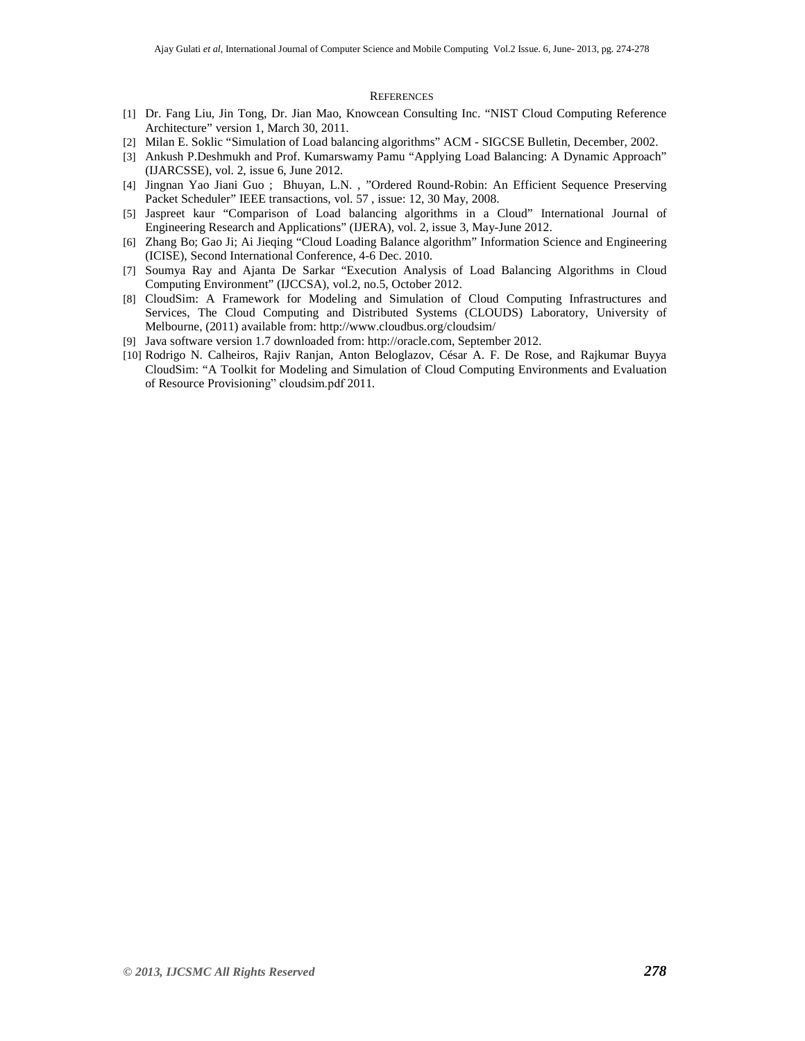## REFERENCES

[1] Dr. Fang Liu, Jin Tong, Dr. Jian Mao, Knowcean Consulting Inc. "NIST Cloud Computing Reference Architecture" version 1, March 30, 2011.

[2] Milan E. Soklic "Simulation of Load balancing algorithms" ACM - SIGCSE Bulletin, December, 2002.

[3] Ankush P.Deshmukh and Prof. Kumarswamy Pamu "Applying Load Balancing: A Dynamic Approach" (IJARCSSE), vol. 2, issue 6, June 2012.

[4] Jingnan Yao Jiani Guo ; Bhuyan, L.N. , "Ordered Round-Robin: An Efficient Sequence Preserving Packet Scheduler" IEEE transactions, vol. 57 , issue: 12, 30 May, 2008.

[5] Jaspreet kaur "Comparison of Load balancing algorithms in a Cloud" International Journal of Engineering Research and Applications" (IJERA), vol. 2, issue 3, May-June 2012.

[6] Zhang Bo; Gao Ji; Ai Jieqing "Cloud Loading Balance algorithm" Information Science and Engineering (ICISE), Second International Conference, 4-6 Dec. 2010.

[7] Soumya Ray and Ajanta De Sarkar "Execution Analysis of Load Balancing Algorithms in Cloud Computing Environment" (IJCCSA), vol.2, no.5, October 2012.

[8] CloudSim: A Framework for Modeling and Simulation of Cloud Computing Infrastructures and Services, The Cloud Computing and Distributed Systems (CLOUDS) Laboratory, University of Melbourne, (2011) available from: http://www.cloudbus.org/cloudsim/

[9] Java software version 1.7 downloaded from: http://oracle.com, September 2012.

[10] Rodrigo N. Calheiros, Rajiv Ranjan, Anton Beloglazov, César A. F. De Rose, and Rajkumar Buyya CloudSim: "A Toolkit for Modeling and Simulation of Cloud Computing Environments and Evaluation of Resource Provisioning" cloudsim.pdf 2011.